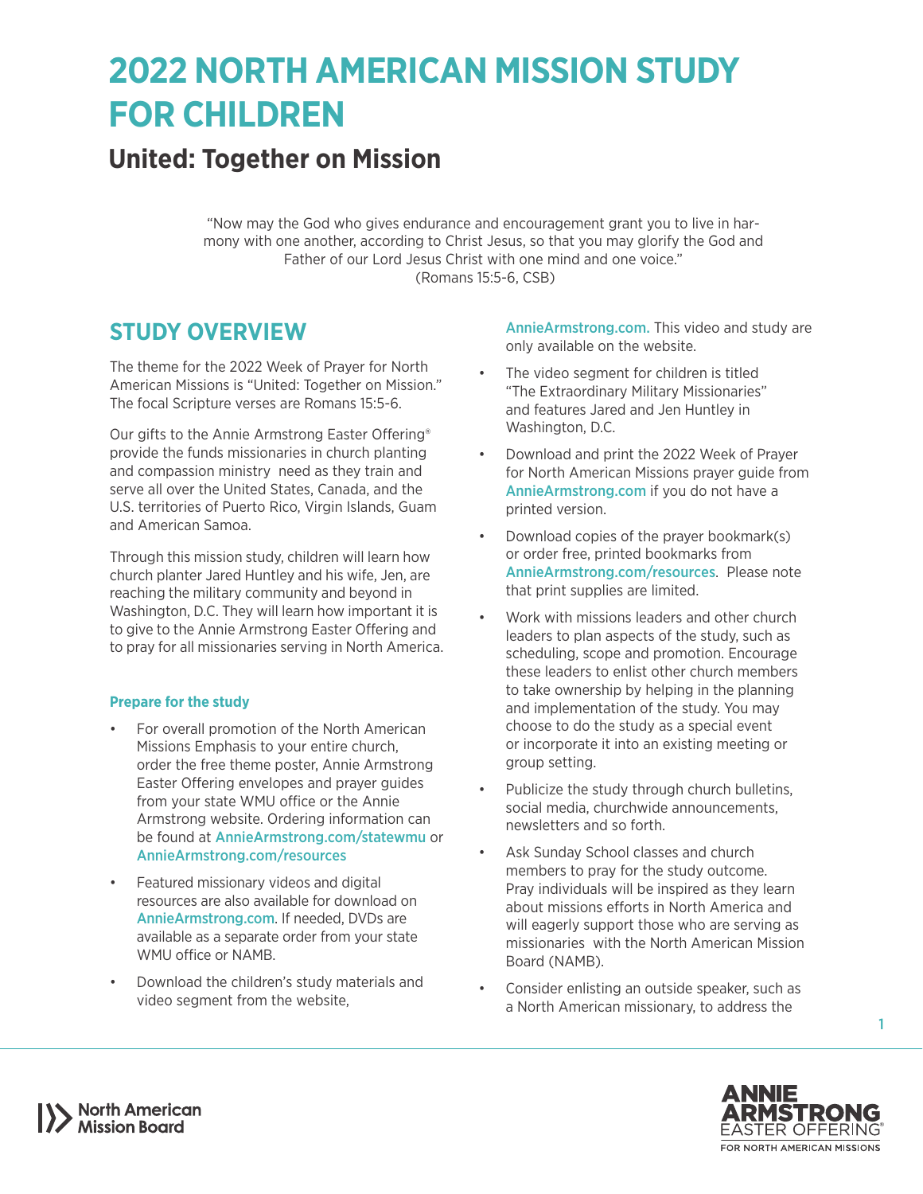# 2022 NORTH AMERICAN MISSION STUDY FOR CHILDREN

## United: Together on Mission

"Now may the God who gives endurance and encouragement grant you to live in harmony with one another, according to Christ Jesus, so that you may glorify the God and Father of our Lord Jesus Christ with one mind and one voice."
(Romans 15:5-6, CSB)

## STUDY OVERVIEW

The theme for the 2022 Week of Prayer for North American Missions is "United: Together on Mission." The focal Scripture verses are Romans 15:5-6.

Our gifts to the Annie Armstrong Easter Offering® provide the funds missionaries in church planting and compassion ministry need as they train and serve all over the United States, Canada, and the U.S. territories of Puerto Rico, Virgin Islands, Guam and American Samoa.

Through this mission study, children will learn how church planter Jared Huntley and his wife, Jen, are reaching the military community and beyond in Washington, D.C. They will learn how important it is to give to the Annie Armstrong Easter Offering and to pray for all missionaries serving in North America.

### Prepare for the study

- For overall promotion of the North American Missions Emphasis to your entire church, order the free theme poster, Annie Armstrong Easter Offering envelopes and prayer guides from your state WMU office or the Annie Armstrong website. Ordering information can be found at AnnieArmstrong.com/statewmu or AnnieArmstrong.com/resources
- Featured missionary videos and digital resources are also available for download on AnnieArmstrong.com. If needed, DVDs are available as a separate order from your state WMU office or NAMB.
- Download the children's study materials and video segment from the website, AnnieArmstrong.com. This video and study are only available on the website.
- The video segment for children is titled "The Extraordinary Military Missionaries" and features Jared and Jen Huntley in Washington, D.C.
- Download and print the 2022 Week of Prayer for North American Missions prayer guide from AnnieArmstrong.com if you do not have a printed version.
- Download copies of the prayer bookmark(s) or order free, printed bookmarks from AnnieArmstrong.com/resources. Please note that print supplies are limited.
- Work with missions leaders and other church leaders to plan aspects of the study, such as scheduling, scope and promotion. Encourage these leaders to enlist other church members to take ownership by helping in the planning and implementation of the study. You may choose to do the study as a special event or incorporate it into an existing meeting or group setting.
- Publicize the study through church bulletins, social media, churchwide announcements, newsletters and so forth.
- Ask Sunday School classes and church members to pray for the study outcome. Pray individuals will be inspired as they learn about missions efforts in North America and will eagerly support those who are serving as missionaries with the North American Mission Board (NAMB).
- Consider enlisting an outside speaker, such as a North American missionary, to address the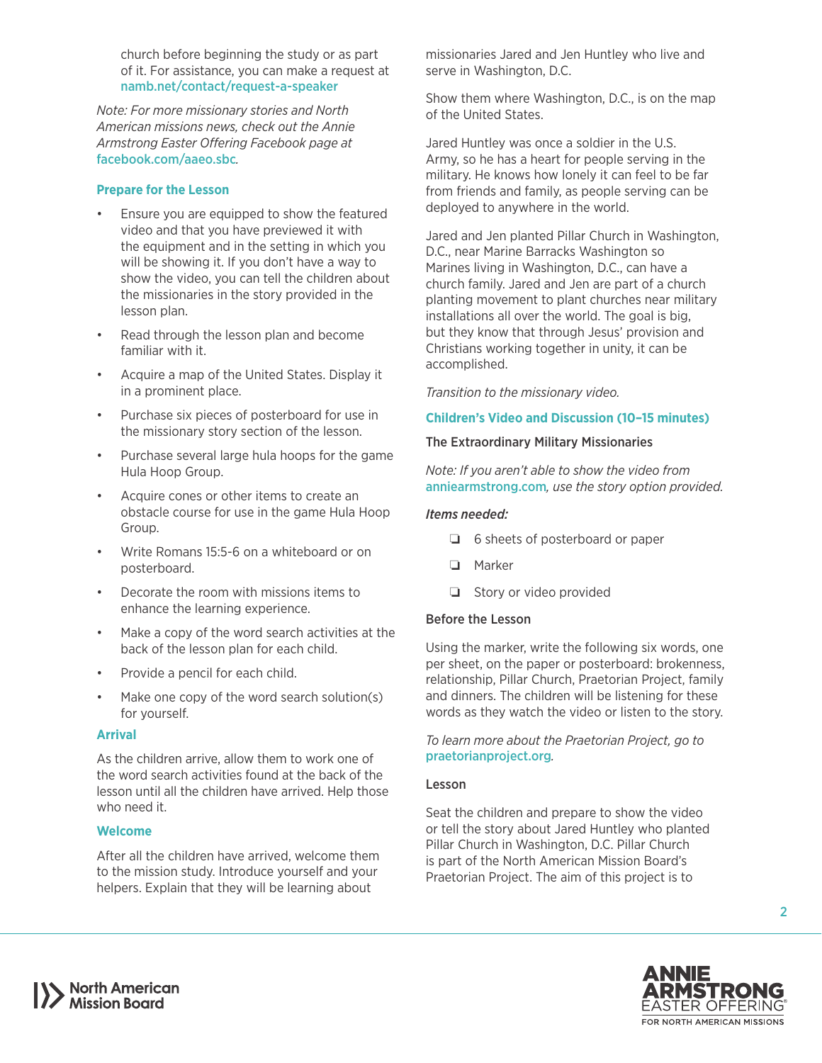church before beginning the study or as part of it. For assistance, you can make a request at namb.net/contact/request-a-speaker

*Note: For more missionary stories and North American missions news, check out the Annie Armstrong Easter Offering Facebook page at facebook.com/aaeo.sbc.*

### Prepare for the Lesson

- Ensure you are equipped to show the featured video and that you have previewed it with the equipment and in the setting in which you will be showing it. If you don't have a way to show the video, you can tell the children about the missionaries in the story provided in the lesson plan.
- Read through the lesson plan and become familiar with it.
- Acquire a map of the United States. Display it in a prominent place.
- Purchase six pieces of posterboard for use in the missionary story section of the lesson.
- Purchase several large hula hoops for the game Hula Hoop Group.
- Acquire cones or other items to create an obstacle course for use in the game Hula Hoop Group.
- Write Romans 15:5-6 on a whiteboard or on posterboard.
- Decorate the room with missions items to enhance the learning experience.
- Make a copy of the word search activities at the back of the lesson plan for each child.
- Provide a pencil for each child.
- Make one copy of the word search solution(s) for yourself.

### Arrival

As the children arrive, allow them to work one of the word search activities found at the back of the lesson until all the children have arrived. Help those who need it.

### Welcome

After all the children have arrived, welcome them to the mission study. Introduce yourself and your helpers. Explain that they will be learning about missionaries Jared and Jen Huntley who live and serve in Washington, D.C.

Show them where Washington, D.C., is on the map of the United States.

Jared Huntley was once a soldier in the U.S. Army, so he has a heart for people serving in the military. He knows how lonely it can feel to be far from friends and family, as people serving can be deployed to anywhere in the world.

Jared and Jen planted Pillar Church in Washington, D.C., near Marine Barracks Washington so Marines living in Washington, D.C., can have a church family. Jared and Jen are part of a church planting movement to plant churches near military installations all over the world. The goal is big, but they know that through Jesus' provision and Christians working together in unity, it can be accomplished.

*Transition to the missionary video.*

### Children's Video and Discussion (10–15 minutes)

**The Extraordinary Military Missionaries**

*Note: If you aren't able to show the video from anniearmstrong.com, use the story option provided.*

***Items needed:***

- ❏ 6 sheets of posterboard or paper
- ❏ Marker
- ❏ Story or video provided

**Before the Lesson**

Using the marker, write the following six words, one per sheet, on the paper or posterboard: brokenness, relationship, Pillar Church, Praetorian Project, family and dinners. The children will be listening for these words as they watch the video or listen to the story.

*To learn more about the Praetorian Project, go to praetorianproject.org.*

**Lesson**

Seat the children and prepare to show the video or tell the story about Jared Huntley who planted Pillar Church in Washington, D.C. Pillar Church is part of the North American Mission Board's Praetorian Project. The aim of this project is to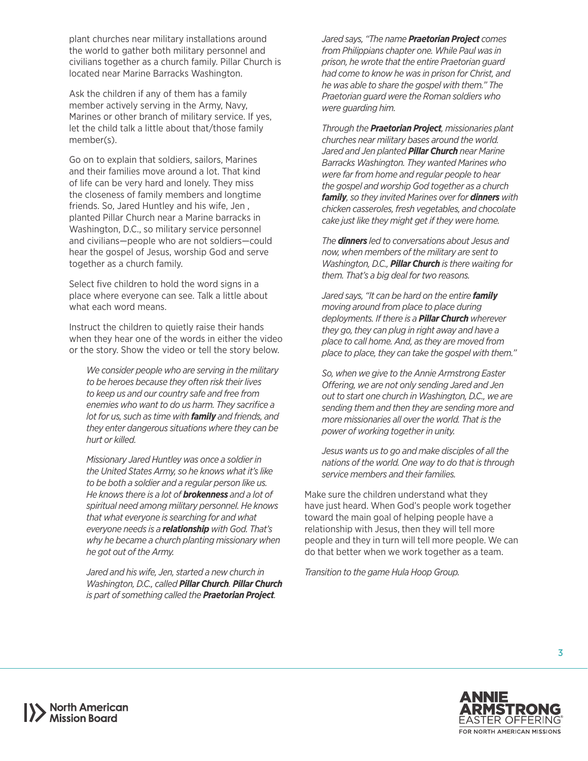plant churches near military installations around the world to gather both military personnel and civilians together as a church family. Pillar Church is located near Marine Barracks Washington.

Ask the children if any of them has a family member actively serving in the Army, Navy, Marines or other branch of military service. If yes, let the child talk a little about that/those family member(s).

Go on to explain that soldiers, sailors, Marines and their families move around a lot. That kind of life can be very hard and lonely. They miss the closeness of family members and longtime friends. So, Jared Huntley and his wife, Jen , planted Pillar Church near a Marine barracks in Washington, D.C., so military service personnel and civilians—people who are not soldiers—could hear the gospel of Jesus, worship God and serve together as a church family.

Select five children to hold the word signs in a place where everyone can see. Talk a little about what each word means.

Instruct the children to quietly raise their hands when they hear one of the words in either the video or the story. Show the video or tell the story below.

> *We consider people who are serving in the military to be heroes because they often risk their lives to keep us and our country safe and free from enemies who want to do us harm. They sacrifice a lot for us, such as time with* ***family*** *and friends, and they enter dangerous situations where they can be hurt or killed.*
>
> *Missionary Jared Huntley was once a soldier in the United States Army, so he knows what it's like to be both a soldier and a regular person like us. He knows there is a lot of* ***brokenness*** *and a lot of spiritual need among military personnel. He knows that what everyone is searching for and what everyone needs is a* ***relationship*** *with God. That's why he became a church planting missionary when he got out of the Army.*
>
> *Jared and his wife, Jen, started a new church in Washington, D.C., called* ***Pillar Church****.* ***Pillar Church*** *is part of something called the* ***Praetorian Project****.*
>
> *Jared says, "The name* ***Praetorian Project*** *comes from Philippians chapter one. While Paul was in prison, he wrote that the entire Praetorian guard had come to know he was in prison for Christ, and he was able to share the gospel with them." The Praetorian guard were the Roman soldiers who were guarding him.*
>
> *Through the* ***Praetorian Project****, missionaries plant churches near military bases around the world. Jared and Jen planted* ***Pillar Church*** *near Marine Barracks Washington. They wanted Marines who were far from home and regular people to hear the gospel and worship God together as a church* ***family****, so they invited Marines over for* ***dinners*** *with chicken casseroles, fresh vegetables, and chocolate cake just like they might get if they were home.*
>
> *The* ***dinners*** *led to conversations about Jesus and now, when members of the military are sent to Washington, D.C.,* ***Pillar Church*** *is there waiting for them. That's a big deal for two reasons.*
>
> *Jared says, "It can be hard on the entire* ***family*** *moving around from place to place during deployments. If there is a* ***Pillar Church*** *wherever they go, they can plug in right away and have a place to call home. And, as they are moved from place to place, they can take the gospel with them."*
>
> *So, when we give to the Annie Armstrong Easter Offering, we are not only sending Jared and Jen out to start one church in Washington, D.C., we are sending them and then they are sending more and more missionaries all over the world. That is the power of working together in unity.*
>
> *Jesus wants us to go and make disciples of all the nations of the world. One way to do that is through service members and their families.*

Make sure the children understand what they have just heard. When God's people work together toward the main goal of helping people have a relationship with Jesus, then they will tell more people and they in turn will tell more people. We can do that better when we work together as a team.

*Transition to the game Hula Hoop Group.*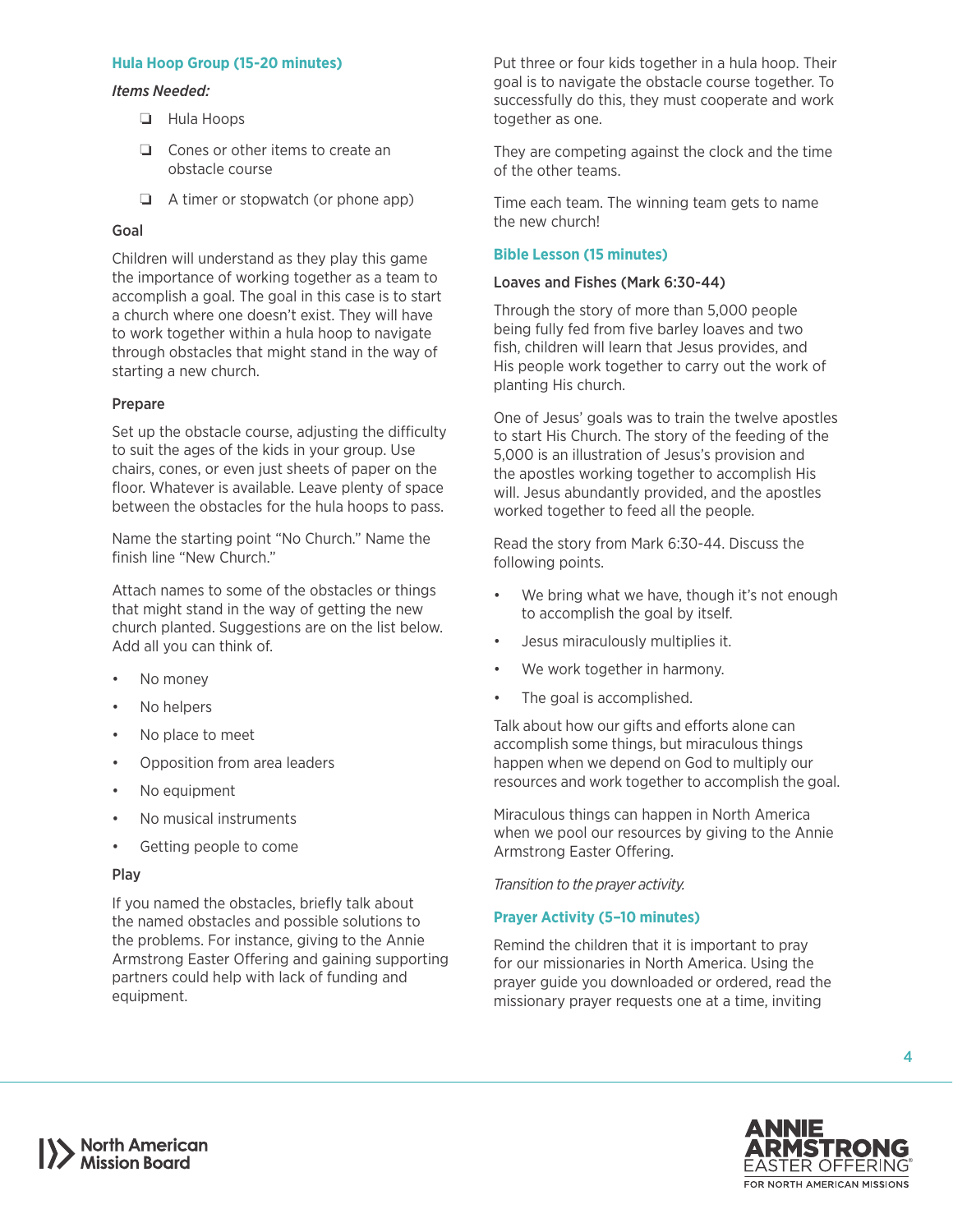### Hula Hoop Group (15-20 minutes)

*Items Needed:*

- ❏ Hula Hoops
- ❏ Cones or other items to create an obstacle course
- ❏ A timer or stopwatch (or phone app)

**Goal**

Children will understand as they play this game the importance of working together as a team to accomplish a goal. The goal in this case is to start a church where one doesn't exist. They will have to work together within a hula hoop to navigate through obstacles that might stand in the way of starting a new church.

**Prepare**

Set up the obstacle course, adjusting the difficulty to suit the ages of the kids in your group. Use chairs, cones, or even just sheets of paper on the floor. Whatever is available. Leave plenty of space between the obstacles for the hula hoops to pass.

Name the starting point "No Church." Name the finish line "New Church."

Attach names to some of the obstacles or things that might stand in the way of getting the new church planted. Suggestions are on the list below. Add all you can think of.

- No money
- No helpers
- No place to meet
- Opposition from area leaders
- No equipment
- No musical instruments
- Getting people to come

**Play**

If you named the obstacles, briefly talk about the named obstacles and possible solutions to the problems. For instance, giving to the Annie Armstrong Easter Offering and gaining supporting partners could help with lack of funding and equipment.

Put three or four kids together in a hula hoop. Their goal is to navigate the obstacle course together. To successfully do this, they must cooperate and work together as one.

They are competing against the clock and the time of the other teams.

Time each team. The winning team gets to name the new church!

### Bible Lesson (15 minutes)

**Loaves and Fishes (Mark 6:30-44)**

Through the story of more than 5,000 people being fully fed from five barley loaves and two fish, children will learn that Jesus provides, and His people work together to carry out the work of planting His church.

One of Jesus' goals was to train the twelve apostles to start His Church. The story of the feeding of the 5,000 is an illustration of Jesus's provision and the apostles working together to accomplish His will. Jesus abundantly provided, and the apostles worked together to feed all the people.

Read the story from Mark 6:30-44. Discuss the following points.

- We bring what we have, though it's not enough to accomplish the goal by itself.
- Jesus miraculously multiplies it.
- We work together in harmony.
- The goal is accomplished.

Talk about how our gifts and efforts alone can accomplish some things, but miraculous things happen when we depend on God to multiply our resources and work together to accomplish the goal.

Miraculous things can happen in North America when we pool our resources by giving to the Annie Armstrong Easter Offering.

*Transition to the prayer activity.*

### Prayer Activity (5–10 minutes)

Remind the children that it is important to pray for our missionaries in North America. Using the prayer guide you downloaded or ordered, read the missionary prayer requests one at a time, inviting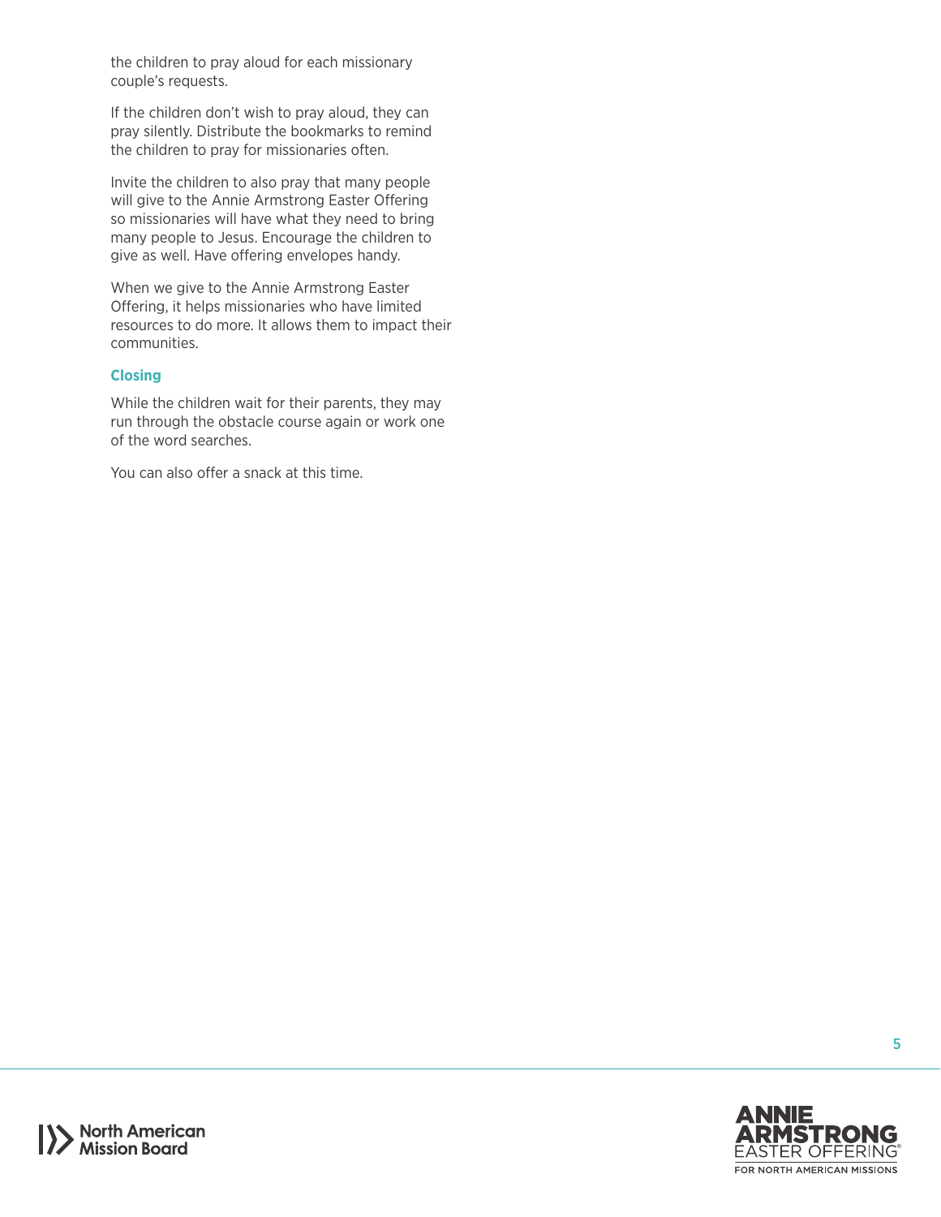the children to pray aloud for each missionary couple's requests.

If the children don't wish to pray aloud, they can pray silently. Distribute the bookmarks to remind the children to pray for missionaries often.

Invite the children to also pray that many people will give to the Annie Armstrong Easter Offering so missionaries will have what they need to bring many people to Jesus. Encourage the children to give as well. Have offering envelopes handy.

When we give to the Annie Armstrong Easter Offering, it helps missionaries who have limited resources to do more. It allows them to impact their communities.

### Closing

While the children wait for their parents, they may run through the obstacle course again or work one of the word searches.

You can also offer a snack at this time.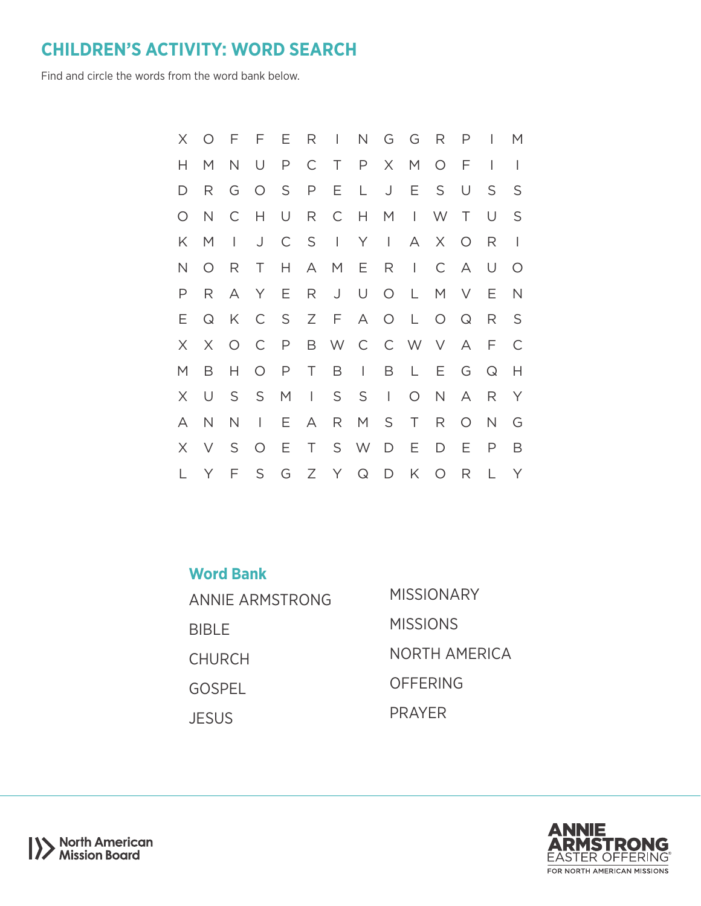## CHILDREN'S ACTIVITY: WORD SEARCH

Find and circle the words from the word bank below.

```
X O F F E R I N G G R P I M
H M N U P C T P X M O F I I
D R G O S P E L J E S U S S
O N C H U R C H M I W T U S
K M I J C S I Y I A X O R I
N O R T H A M E R I C A U O
P R A Y E R J U O L M V E N
E Q K C S Z F A O L O Q R S
X X O C P B W C C W V A F C
M B H O P T B I B L E G Q H
X U S S M I S S I O N A R Y
A N N I E A R M S T R O N G
X V S O E T S W D E D E P B
L Y F S G Z Y Q D K O R L Y
```

### Word Bank

ANNIE ARMSTRONG

BIBLE

CHURCH

GOSPEL

JESUS

MISSIONARY

MISSIONS

NORTH AMERICA

OFFERING

PRAYER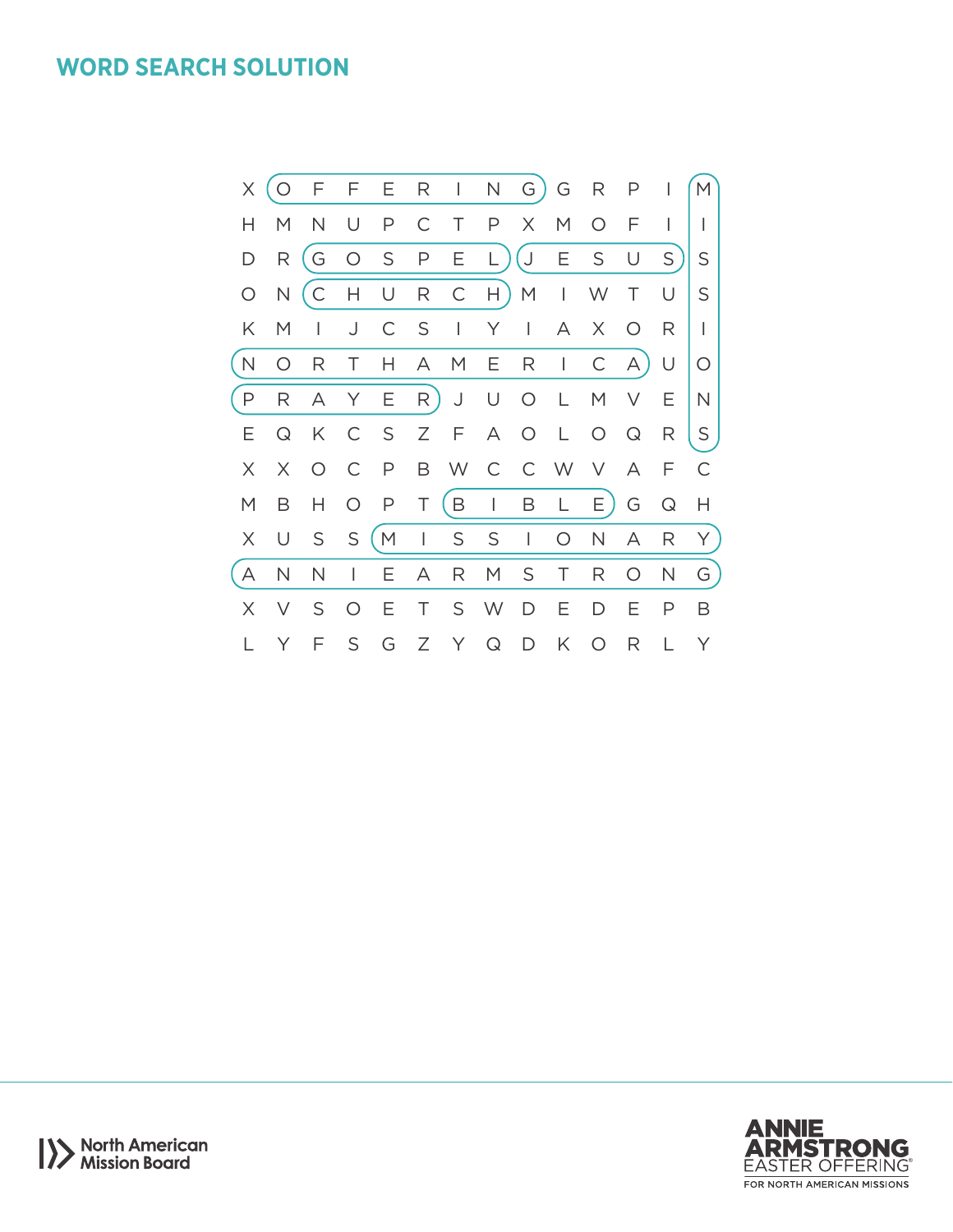# WORD SEARCH SOLUTION

```
X  O  F  F  E  R  I  N  G  G  R  P  I  M
H  M  N  U  P  C  T  P  X  M  O  F  I  I
D  R  G  O  S  P  E  L  J  E  S  U  S  S
O  N  C  H  U  R  C  H  M  I  W  T  U  S
K  M  I  J  C  S  I  Y  I  A  X  O  R  I
N  O  R  T  H  A  M  E  R  I  C  A  U  O
P  R  A  Y  E  R  J  U  O  L  M  V  E  N
E  Q  K  C  S  Z  F  A  O  L  O  Q  R  S
X  X  O  C  P  B  W  C  C  W  V  A  F  C
M  B  H  O  P  T  B  I  B  L  E  G  Q  H
X  U  S  S  M  I  S  S  I  O  N  A  R  Y
A  N  N  I  E  A  R  M  S  T  R  O  N  G
X  V  S  O  E  T  S  W  D  E  D  E  P  B
L  Y  F  S  G  Z  Y  Q  D  K  O  R  L  Y
```

Circled words: OFFERING, MISSIONS, GOSPEL, JESUS, CHURCH, NORTH AMERICA, PRAYER, BIBLE, MISSIONARY, ANNIE ARMSTRONG

North American Mission Board

ANNIE ARMSTRONG EASTER OFFERING® FOR NORTH AMERICAN MISSIONS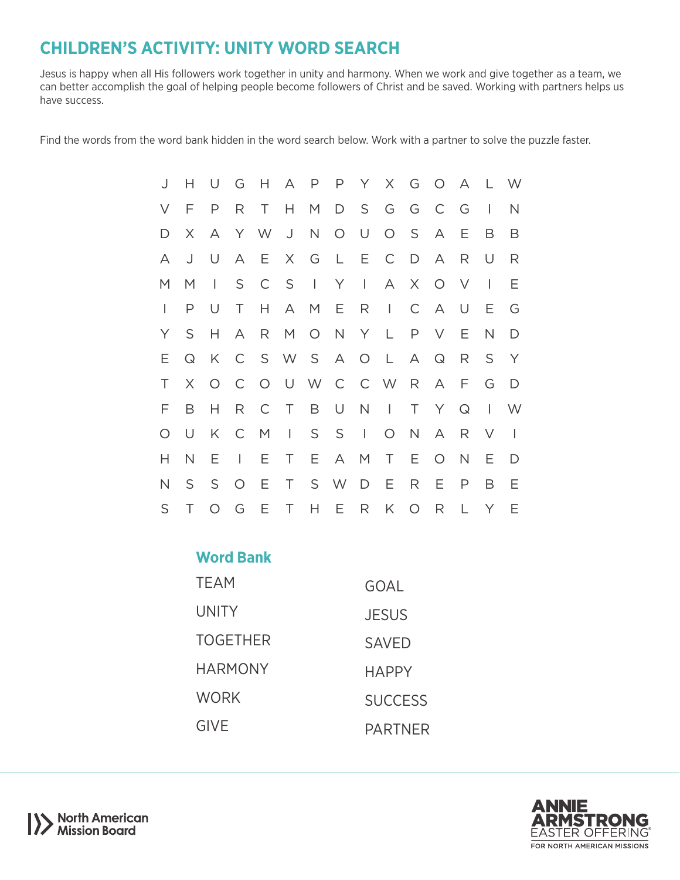## CHILDREN'S ACTIVITY: UNITY WORD SEARCH

Jesus is happy when all His followers work together in unity and harmony. When we work and give together as a team, we can better accomplish the goal of helping people become followers of Christ and be saved. Working with partners helps us have success.

Find the words from the word bank hidden in the word search below. Work with a partner to solve the puzzle faster.

```
J H U G H A P P Y X G O A L W
V F P R T H M D S G G C G I N
D X A Y W J N O U O S A E B B
A J U A E X G L E C D A R U R
M M I S C S I Y I A X O V I E
I P U T H A M E R I C A U E G
Y S H A R M O N Y L P V E N D
E Q K C S W S A O L A Q R S Y
T X O C O U W C C W R A F G D
F B H R C T B U N I T Y Q I W
O U K C M I S S I O N A R V I
H N E I E T E A M T E O N E D
N S S O E T S W D E R E P B E
S T O G E T H E R K O R L Y E
```

### Word Bank

| | |
|---|---|
| TEAM | GOAL |
| UNITY | JESUS |
| TOGETHER | SAVED |
| HARMONY | HAPPY |
| WORK | SUCCESS |
| GIVE | PARTNER |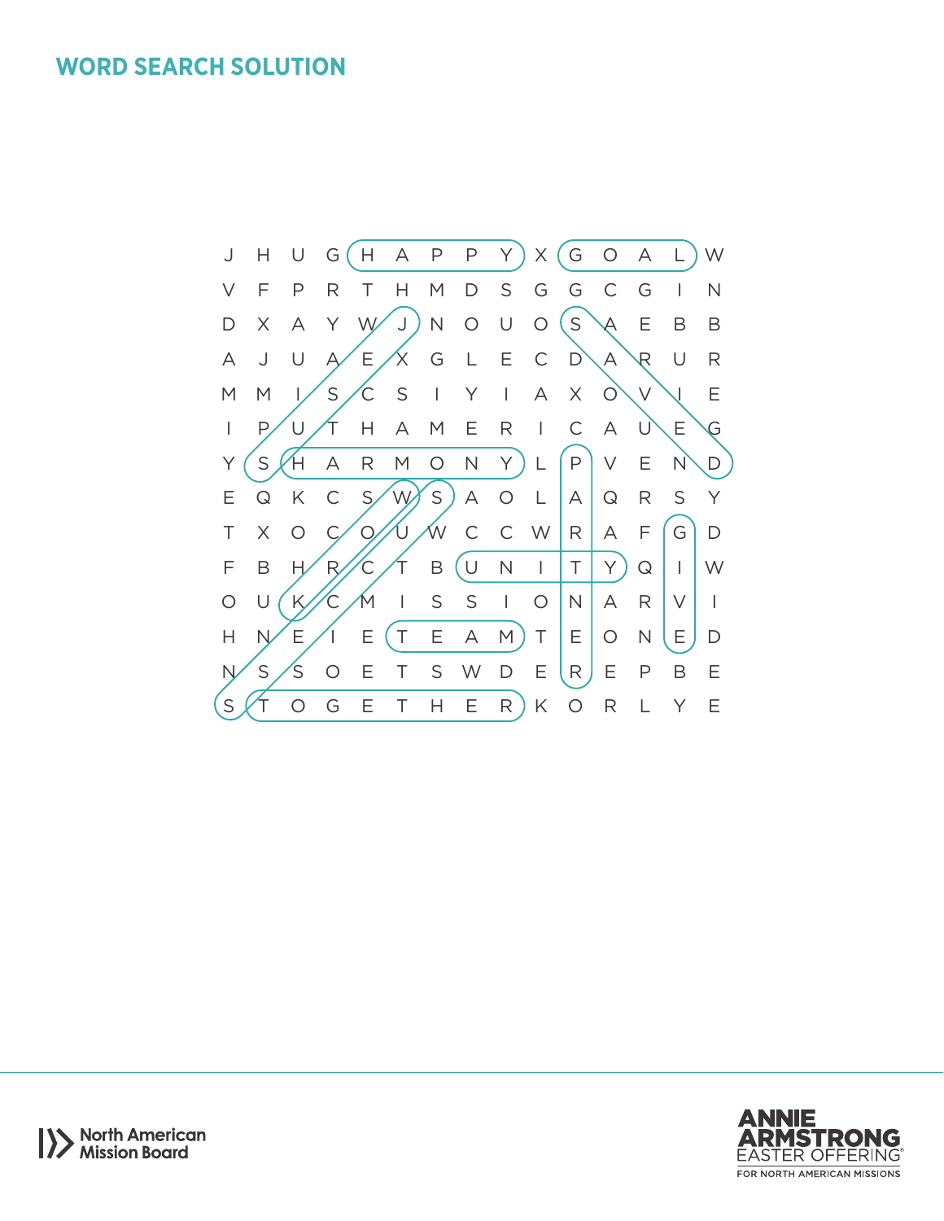## WORD SEARCH SOLUTION

| | | | | | | | | | | | | | | |
|---|---|---|---|---|---|---|---|---|---|---|---|---|---|---|
| J | H | U | G | H | A | P | P | Y | X | G | O | A | L | W |
| V | F | P | R | T | H | M | D | S | G | G | C | G | I | N |
| D | X | A | Y | W | J | N | O | U | O | S | A | E | B | B |
| A | J | U | A | E | X | G | L | E | C | D | A | R | U | R |
| M | M | I | S | C | S | I | Y | I | A | X | O | V | I | E |
| I | P | U | T | H | A | M | E | R | I | C | A | U | E | G |
| Y | S | H | A | R | M | O | N | Y | L | P | V | E | N | D |
| E | Q | K | C | S | W | S | A | O | L | A | Q | R | S | Y |
| T | X | O | C | O | U | W | C | C | W | R | A | F | G | D |
| F | B | H | R | C | T | B | U | N | I | T | Y | Q | I | W |
| O | U | K | C | M | I | S | S | I | O | N | A | R | V | I |
| H | N | E | I | E | T | E | A | M | T | E | O | N | E | D |
| N | S | S | O | E | T | S | W | D | E | R | E | P | B | E |
| S | T | O | G | E | T | H | E | R | K | O | R | L | Y | E |

North American Mission Board

ANNIE ARMSTRONG EASTER OFFERING®
FOR NORTH AMERICAN MISSIONS